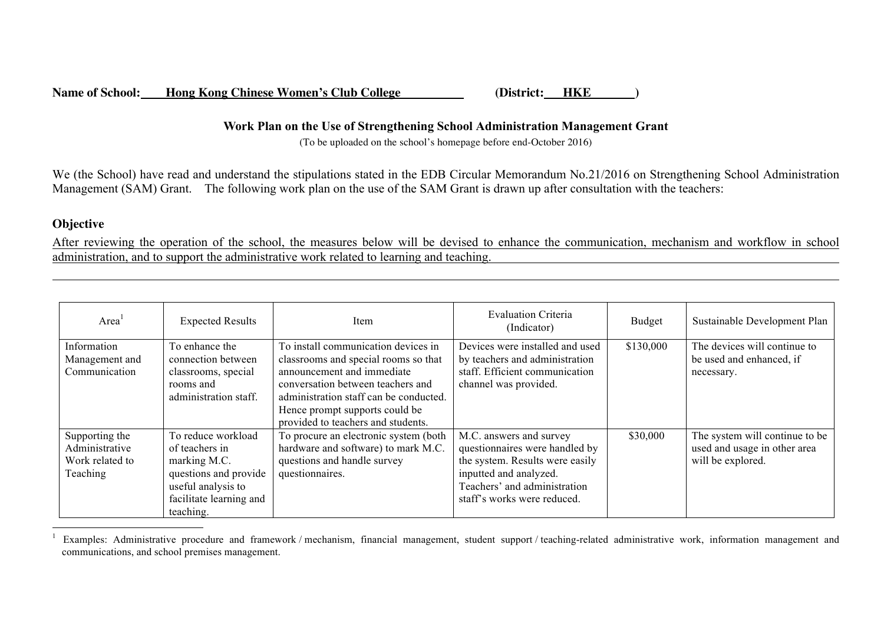**Name of School:** **Hong Kong Chinese Women's Club College** **(District:** **HKE** **)**

**Work Plan on the Use of Strengthening School Administration Management Grant**

(To be uploaded on the school's homepage before end-October 2016)

We (the School) have read and understand the stipulations stated in the EDB Circular Memorandum No.21/2016 on Strengthening School Administration Management (SAM) Grant. The following work plan on the use of the SAM Grant is drawn up after consultation with the teachers:

## Objective

After reviewing the operation of the school, the measures below will be devised to enhance the communication, mechanism and workflow in school administration, and to support the administrative work related to learning and teaching.

| Area[1] | Expected Results | Item | Evaluation Criteria (Indicator) | Budget | Sustainable Development Plan |
|---|---|---|---|---|---|
| Information Management and Communication | To enhance the connection between classrooms, special rooms and administration staff. | To install communication devices in classrooms and special rooms so that announcement and immediate conversation between teachers and administration staff can be conducted. Hence prompt supports could be provided to teachers and students. | Devices were installed and used by teachers and administration staff. Efficient communication channel was provided. | $130,000 | The devices will continue to be used and enhanced, if necessary. |
| Supporting the Administrative Work related to Teaching | To reduce workload of teachers in marking M.C. questions and provide useful analysis to facilitate learning and teaching. | To procure an electronic system (both hardware and software) to mark M.C. questions and handle survey questionnaires. | M.C. answers and survey questionnaires were handled by the system. Results were easily inputted and analyzed. Teachers' and administration staff's works were reduced. | $30,000 | The system will continue to be used and usage in other area will be explored. |

[1] Examples: Administrative procedure and framework / mechanism, financial management, student support / teaching-related administrative work, information management and communications, and school premises management.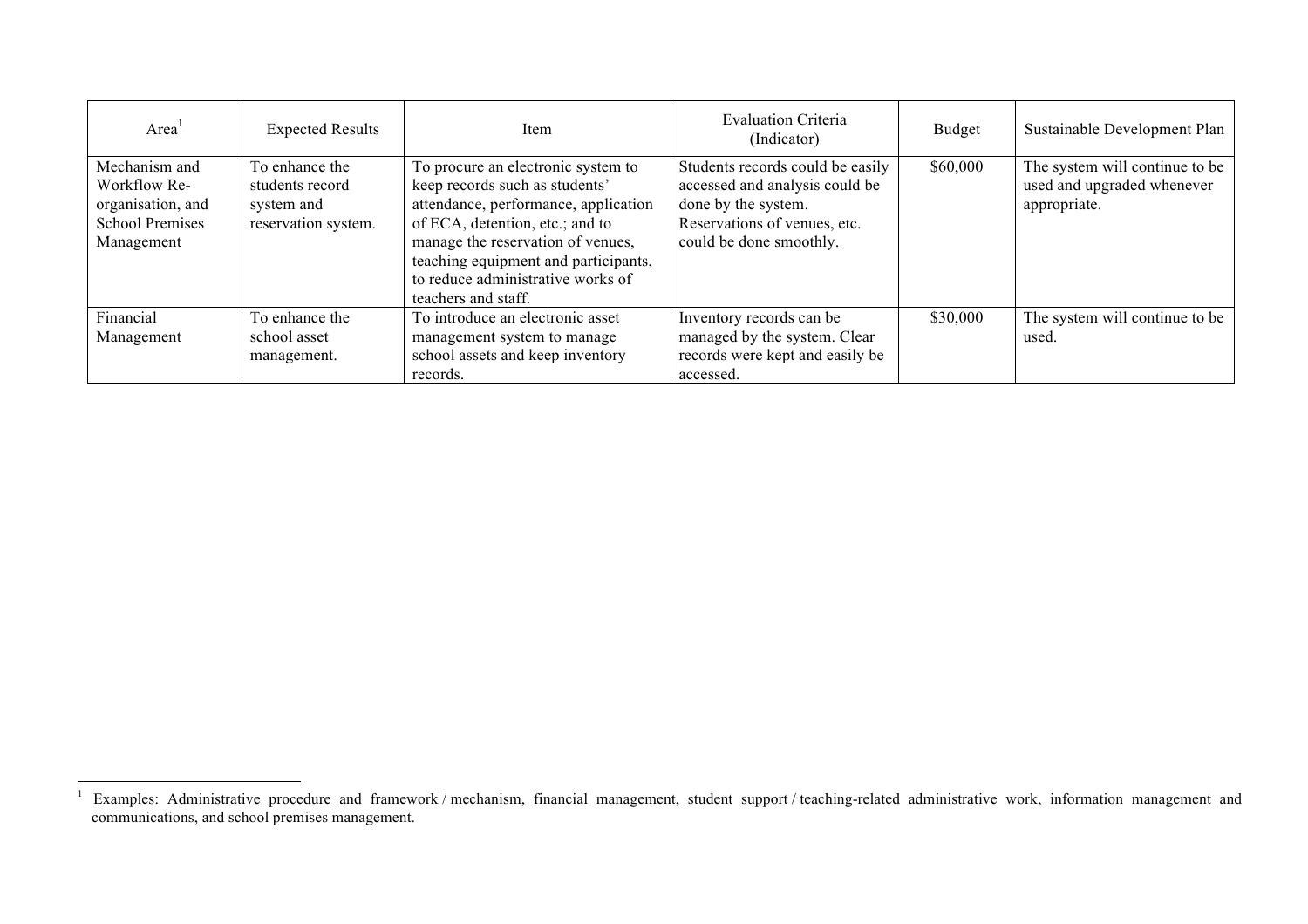| Area[1] | Expected Results | Item | Evaluation Criteria (Indicator) | Budget | Sustainable Development Plan |
|---|---|---|---|---|---|
| Mechanism and Workflow Re-organisation, and School Premises Management | To enhance the students record system and reservation system. | To procure an electronic system to keep records such as students' attendance, performance, application of ECA, detention, etc.; and to manage the reservation of venues, teaching equipment and participants, to reduce administrative works of teachers and staff. | Students records could be easily accessed and analysis could be done by the system. Reservations of venues, etc. could be done smoothly. | $60,000 | The system will continue to be used and upgraded whenever appropriate. |
| Financial Management | To enhance the school asset management. | To introduce an electronic asset management system to manage school assets and keep inventory records. | Inventory records can be managed by the system. Clear records were kept and easily be accessed. | $30,000 | The system will continue to be used. |

[1] Examples: Administrative procedure and framework / mechanism, financial management, student support / teaching-related administrative work, information management and communications, and school premises management.